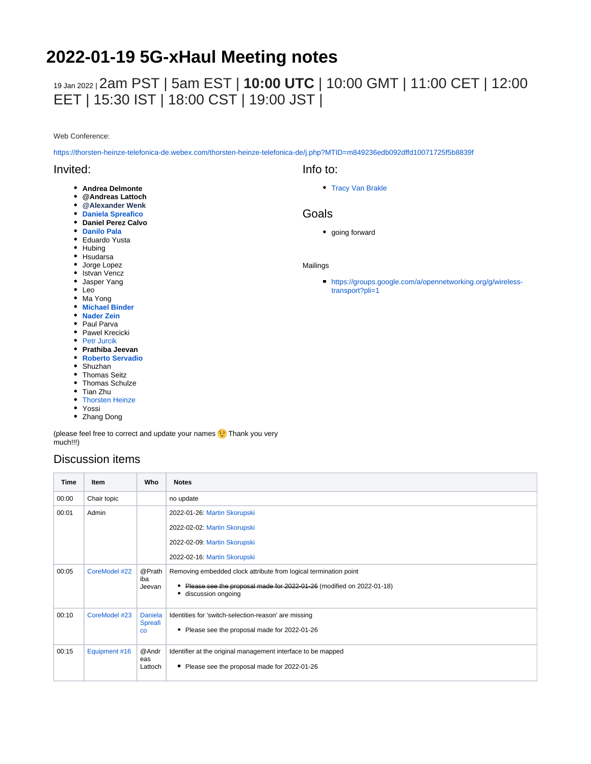# 2022-01-19 5G-xHaul Meeting notes

19 Jan 2022 | 2am PST | 5am EST | **10:00 UTC** | 10:00 GMT | 11:00 CET | 12:00 EET | 15:30 IST | 18:00 CST | 19:00 JST |

Web Conference:

https://thorsten-heinze-telefonica-de.webex.com/thorsten-heinze-telefonica-de/j.php?MTID=m849236edb092dffd10071725f5b8839f

## Invited:

- **Andrea Delmonte**
- **@Andreas Lattoch**
- **@Alexander Wenk**
- **Daniela Spreafico**
- **Daniel Perez Calvo**
- **Danilo Pala**
- Eduardo Yusta
- Hubing
- Hsudarsa
- Jorge Lopez
- Istvan Vencz
- Jasper Yang
- Leo
- Ma Yong
- **Michael Binder**
- **Nader Zein**
- Paul Parva
- Pawel Krecicki
- Petr Jurcik
- **Prathiba Jeevan**
- **Roberto Servadio**
- Shuzhan
- Thomas Seitz
- Thomas Schulze
- Tian Zhu
- Thorsten Heinze
- Yossi
- Zhang Dong

(please feel free to correct and update your names 😉 Thank you very much!!!)

## Info to:

- Tracy Van Brakle

## Goals

- going forward

Mailings

- https://groups.google.com/a/opennetworking.org/g/wireless-transport?pli=1

## Discussion items

| Time | Item | Who | Notes |
|---|---|---|---|
| 00:00 | Chair topic | | no update |
| 00:01 | Admin | | 2022-01-26: Martin Skorupski<br>2022-02-02: Martin Skorupski<br>2022-02-09: Martin Skorupski<br>2022-02-16: Martin Skorupski |
| 00:05 | CoreModel #22 | @Prathiba Jeevan | Removing embedded clock attribute from logical termination point<br>• ~~Please see the proposal made for 2022-01-26~~ (modified on 2022-01-18)<br>• discussion ongoing |
| 00:10 | CoreModel #23 | Daniela Spreafico | Identities for 'switch-selection-reason' are missing<br>• Please see the proposal made for 2022-01-26 |
| 00:15 | Equipment #16 | @Andreas Lattoch | Identifier at the original management interface to be mapped<br>• Please see the proposal made for 2022-01-26 |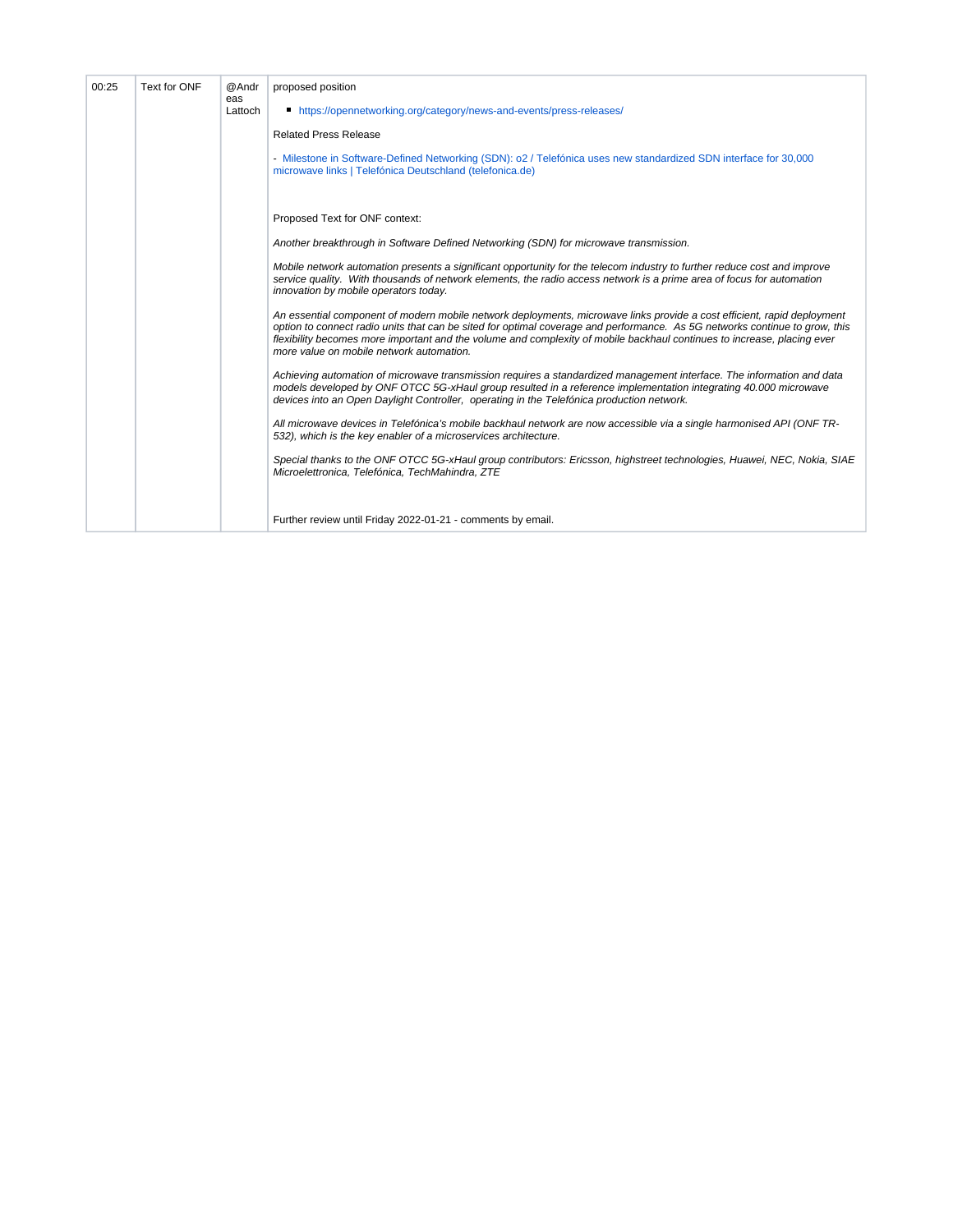| 00:25 | Text for ONF | @Andreas Lattoch | proposed position<br><br>- https://opennetworking.org/category/news-and-events/press-releases/<br><br>Related Press Release<br><br>- Milestone in Software-Defined Networking (SDN): o2 / Telefónica uses new standardized SDN interface for 30,000 microwave links \| Telefónica Deutschland (telefonica.de)<br><br><br>Proposed Text for ONF context:<br><br>*Another breakthrough in Software Defined Networking (SDN) for microwave transmission.*<br><br>*Mobile network automation presents a significant opportunity for the telecom industry to further reduce cost and improve service quality.  With thousands of network elements, the radio access network is a prime area of focus for automation innovation by mobile operators today.*<br><br>*An essential component of modern mobile network deployments, microwave links provide a cost efficient, rapid deployment option to connect radio units that can be sited for optimal coverage and performance.  As 5G networks continue to grow, this flexibility becomes more important and the volume and complexity of mobile backhaul continues to increase, placing ever more value on mobile network automation.*<br><br>*Achieving automation of microwave transmission requires a standardized management interface. The information and data models developed by ONF OTCC 5G-xHaul group resulted in a reference implementation integrating 40.000 microwave devices into an Open Daylight Controller,  operating in the Telefónica production network.*<br><br>*All microwave devices in Telefónica's mobile backhaul network are now accessible via a single harmonised API (ONF TR-532), which is the key enabler of a microservices architecture.*<br><br>*Special thanks to the ONF OTCC 5G-xHaul group contributors: Ericsson, highstreet technologies, Huawei, NEC, Nokia, SIAE Microelettronica, Telefónica, TechMahindra, ZTE*<br><br><br>Further review until Friday 2022-01-21 - comments by email. |
|---|---|---|---|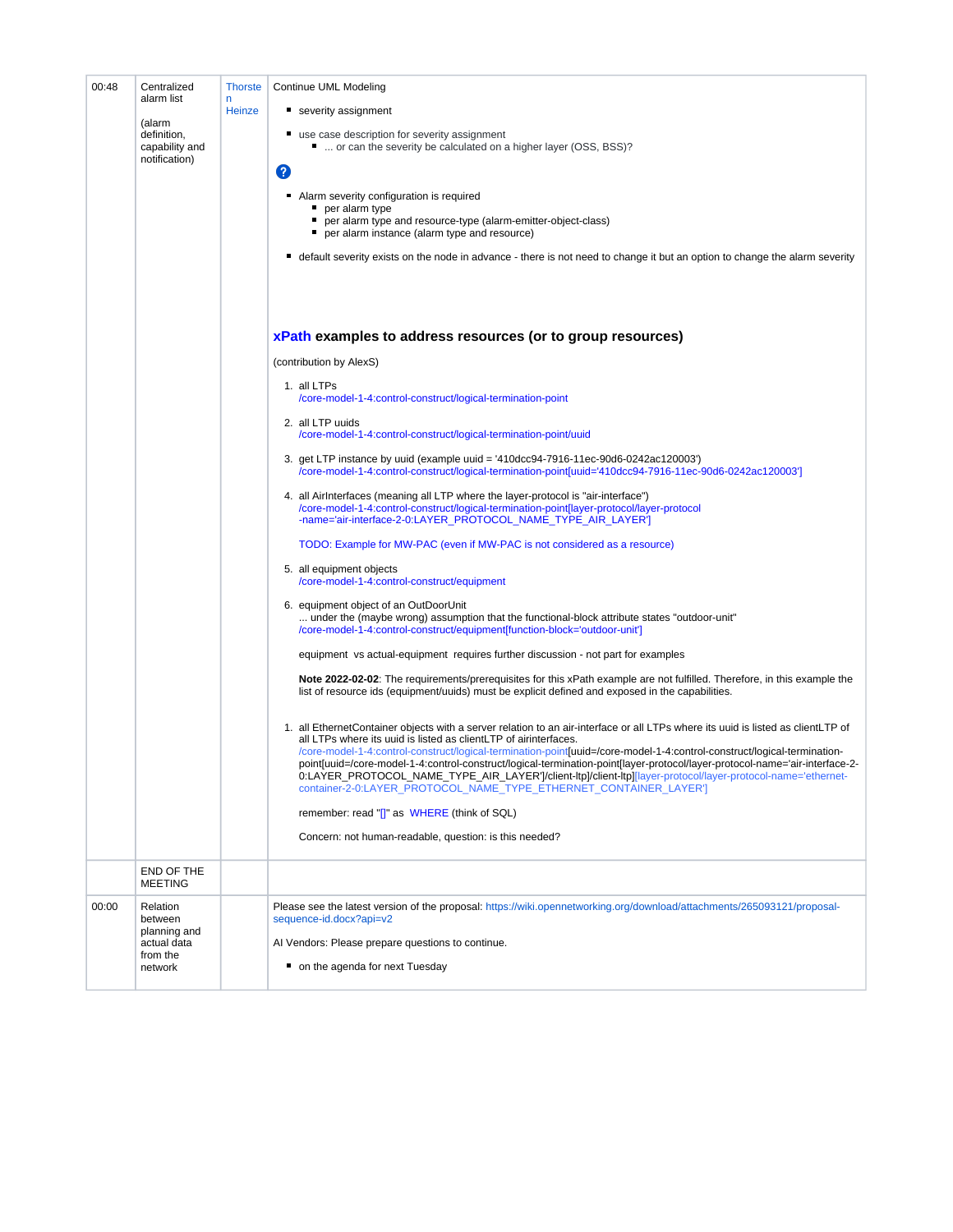| | | | |
|---|---|---|---|
| 00:48 | Centralized alarm list<br><br>(alarm definition, capability and notification) | Thorsten Heinze | Continue UML Modeling<br><br>- severity assignment<br>- use case description for severity assignment<br>  - ... or can the severity be calculated on a higher layer (OSS, BSS)?<br><br>?<br><br>- Alarm severity configuration is required<br>  - per alarm type<br>  - per alarm type and resource-type (alarm-emitter-object-class)<br>  - per alarm instance (alarm type and resource)<br>- default severity exists on the node in advance - there is not need to change it but an option to change the alarm severity<br><br>**xPath examples to address resources (or to group resources)**<br><br>(contribution by AlexS)<br><br>1. all LTPs<br>/core-model-1-4:control-construct/logical-termination-point<br>2. all LTP uuids<br>/core-model-1-4:control-construct/logical-termination-point/uuid<br>3. get LTP instance by uuid (example uuid = '410dcc94-7916-11ec-90d6-0242ac120003')<br>/core-model-1-4:control-construct/logical-termination-point[uuid='410dcc94-7916-11ec-90d6-0242ac120003']<br>4. all AirInterfaces (meaning all LTP where the layer-protocol is "air-interface")<br>/core-model-1-4:control-construct/logical-termination-point[layer-protocol/layer-protocol-name='air-interface-2-0:LAYER_PROTOCOL_NAME_TYPE_AIR_LAYER']<br><br>TODO: Example for MW-PAC (even if MW-PAC is not considered as a resource)<br>5. all equipment objects<br>/core-model-1-4:control-construct/equipment<br>6. equipment object of an OutDoorUnit<br>... under the (maybe wrong) assumption that the functional-block attribute states "outdoor-unit"<br>/core-model-1-4:control-construct/equipment[function-block='outdoor-unit']<br><br>equipment vs actual-equipment requires further discussion - not part for examples<br><br>**Note 2022-02-02**: The requirements/prerequisites for this xPath example are not fulfilled. Therefore, in this example the list of resource ids (equipment/uuids) must be explicit defined and exposed in the capabilities.<br><br>1. all EthernetContainer objects with a server relation to an air-interface or all LTPs where its uuid is listed as clientLTP of all LTPs where its uuid is listed as clientLTP of airinterfaces.<br>/core-model-1-4:control-construct/logical-termination-point[uuid=/core-model-1-4:control-construct/logical-termination-point[uuid=/core-model-1-4:control-construct/logical-termination-point[layer-protocol/layer-protocol-name='air-interface-2-0:LAYER_PROTOCOL_NAME_TYPE_AIR_LAYER']/client-ltp]/client-ltp][layer-protocol/layer-protocol-name='ethernet-container-2-0:LAYER_PROTOCOL_NAME_TYPE_ETHERNET_CONTAINER_LAYER']<br><br>remember: read "[]" as WHERE (think of SQL)<br><br>Concern: not human-readable, question: is this needed? |
| | END OF THE MEETING | | |
| 00:00 | Relation between planning and actual data from the network | | Please see the latest version of the proposal: https://wiki.opennetworking.org/download/attachments/265093121/proposal-sequence-id.docx?api=v2<br><br>AI Vendors: Please prepare questions to continue.<br><br>- on the agenda for next Tuesday |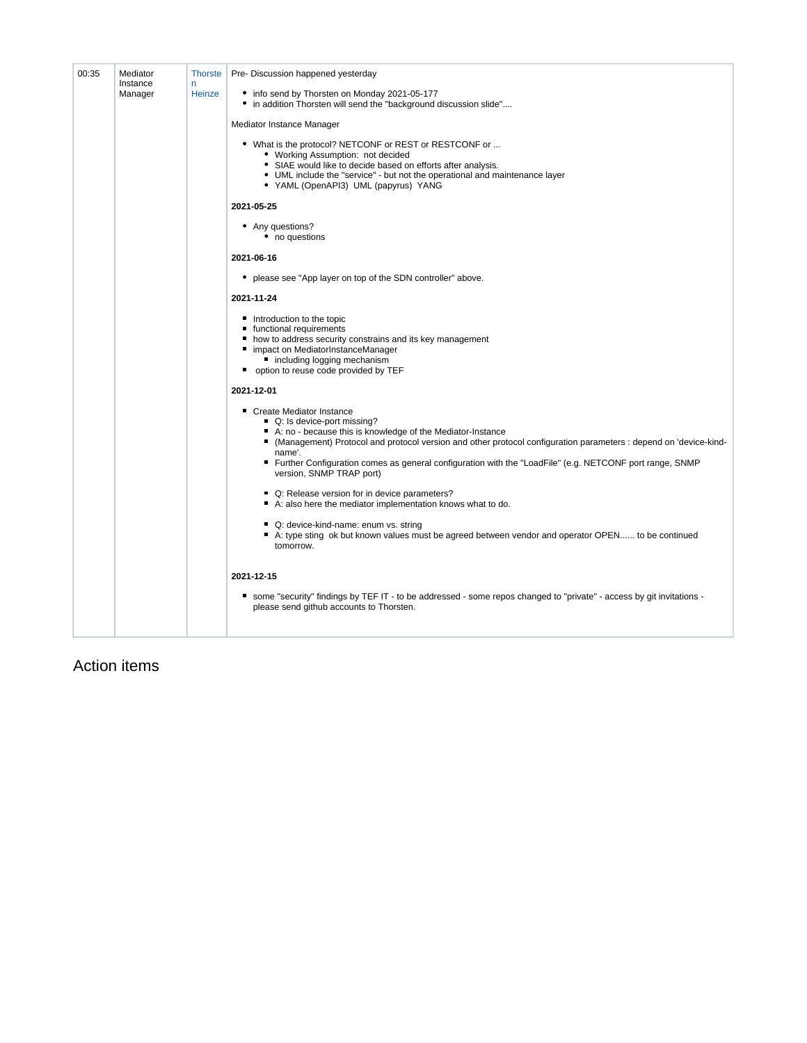| | | | |
|---|---|---|---|
| 00:35 | Mediator Instance Manager | Thorsten Heinze | Pre- Discussion happened yesterday<br><br>- info send by Thorsten on Monday 2021-05-177<br>- in addition Thorsten will send the "background discussion slide"....<br><br>Mediator Instance Manager<br><br>- What is the protocol? NETCONF or REST or RESTCONF or ...<br>  - Working Assumption: not decided<br>  - SIAE would like to decide based on efforts after analysis.<br>  - UML include the "service" - but not the operational and maintenance layer<br>  - YAML (OpenAPI3) UML (papyrus) YANG<br><br>**2021-05-25**<br><br>- Any questions?<br>  - no questions<br><br>**2021-06-16**<br><br>- please see "App layer on top of the SDN controller" above.<br><br>**2021-11-24**<br><br>- Introduction to the topic<br>- functional requirements<br>- how to address security constrains and its key management<br>- impact on MediatorInstanceManager<br>  - including logging mechanism<br>- option to reuse code provided by TEF<br><br>**2021-12-01**<br><br>- Create Mediator Instance<br>  - Q: Is device-port missing?<br>  - A: no - because this is knowledge of the Mediator-Instance<br>  - (Management) Protocol and protocol version and other protocol configuration parameters : depend on 'device-kind-name'.<br>  - Further Configuration comes as general configuration with the "LoadFile" (e.g. NETCONF port range, SNMP version, SNMP TRAP port)<br><br>  - Q: Release version for in device parameters?<br>  - A: also here the mediator implementation knows what to do.<br><br>  - Q: device-kind-name: enum vs. string<br>  - A: type sting ok but known values must be agreed between vendor and operator OPEN...... to be continued tomorrow.<br><br>**2021-12-15**<br><br>- some "security" findings by TEF IT - to be addressed - some repos changed to "private" - access by git invitations - please send github accounts to Thorsten. |

## Action items